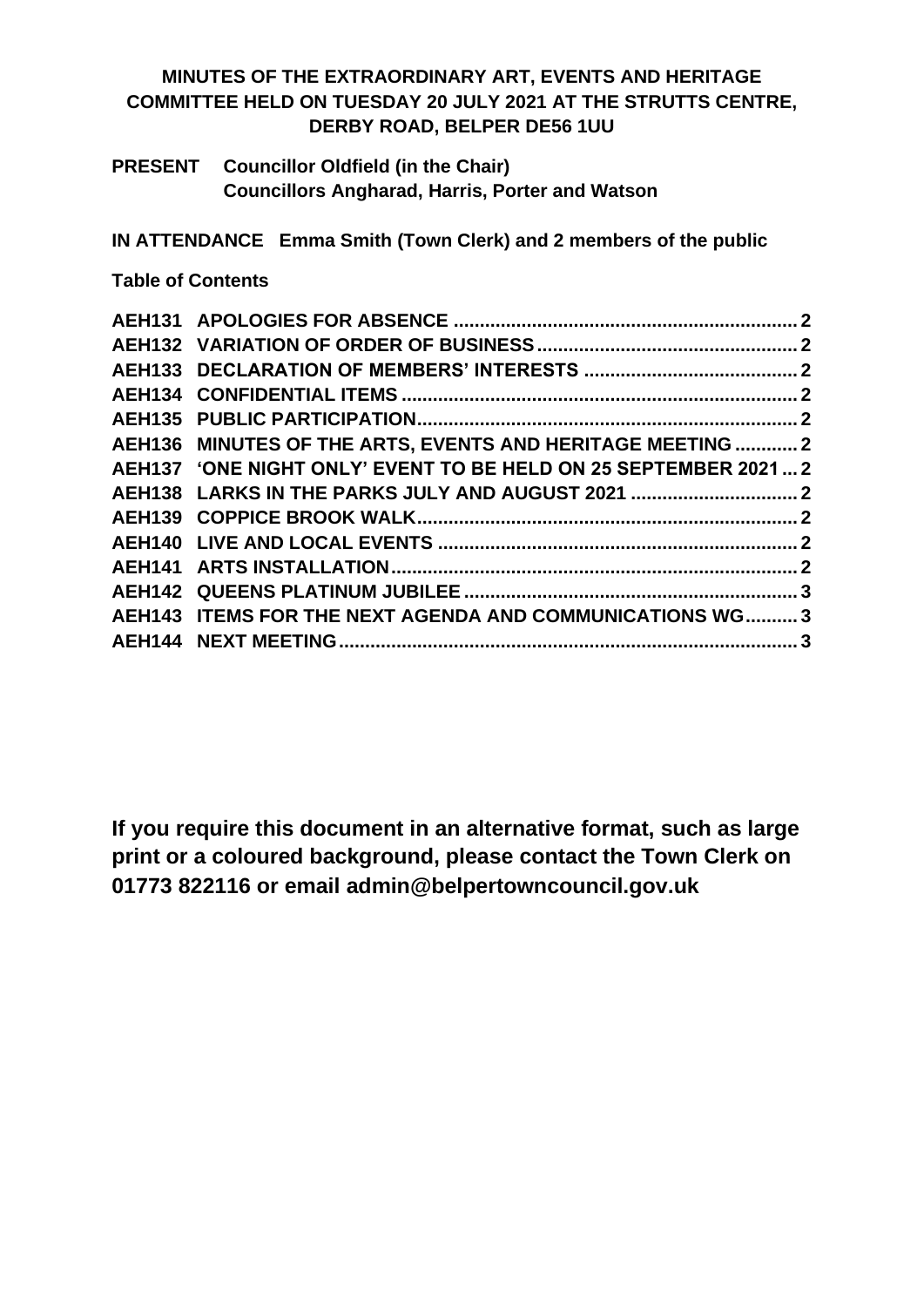# MINUTES OF THE EXTRAORDINARY ART, EVENTS AND HERITAGE COMMITTEE HELD ON TUESDAY 20 JULY 2021 AT THE STRUTTS CENTRE, DERBY ROAD, BELPER DE56 1UU

**PRESENT** **Councillor Oldfield (in the Chair)**
**Councillors Angharad, Harris, Porter and Watson**

**IN ATTENDANCE Emma Smith (Town Clerk) and 2 members of the public**

**Table of Contents**

| | | |
|---|---|---|
| **AEH131** | **APOLOGIES FOR ABSENCE** | **2** |
| **AEH132** | **VARIATION OF ORDER OF BUSINESS** | **2** |
| **AEH133** | **DECLARATION OF MEMBERS' INTERESTS** | **2** |
| **AEH134** | **CONFIDENTIAL ITEMS** | **2** |
| **AEH135** | **PUBLIC PARTICIPATION** | **2** |
| **AEH136** | **MINUTES OF THE ARTS, EVENTS AND HERITAGE MEETING** | **2** |
| **AEH137** | **'ONE NIGHT ONLY' EVENT TO BE HELD ON 25 SEPTEMBER 2021** | **2** |
| **AEH138** | **LARKS IN THE PARKS JULY AND AUGUST 2021** | **2** |
| **AEH139** | **COPPICE BROOK WALK** | **2** |
| **AEH140** | **LIVE AND LOCAL EVENTS** | **2** |
| **AEH141** | **ARTS INSTALLATION** | **2** |
| **AEH142** | **QUEENS PLATINUM JUBILEE** | **3** |
| **AEH143** | **ITEMS FOR THE NEXT AGENDA AND COMMUNICATIONS WG** | **3** |
| **AEH144** | **NEXT MEETING** | **3** |

**If you require this document in an alternative format, such as large print or a coloured background, please contact the Town Clerk on 01773 822116 or email admin@belpertowncouncil.gov.uk**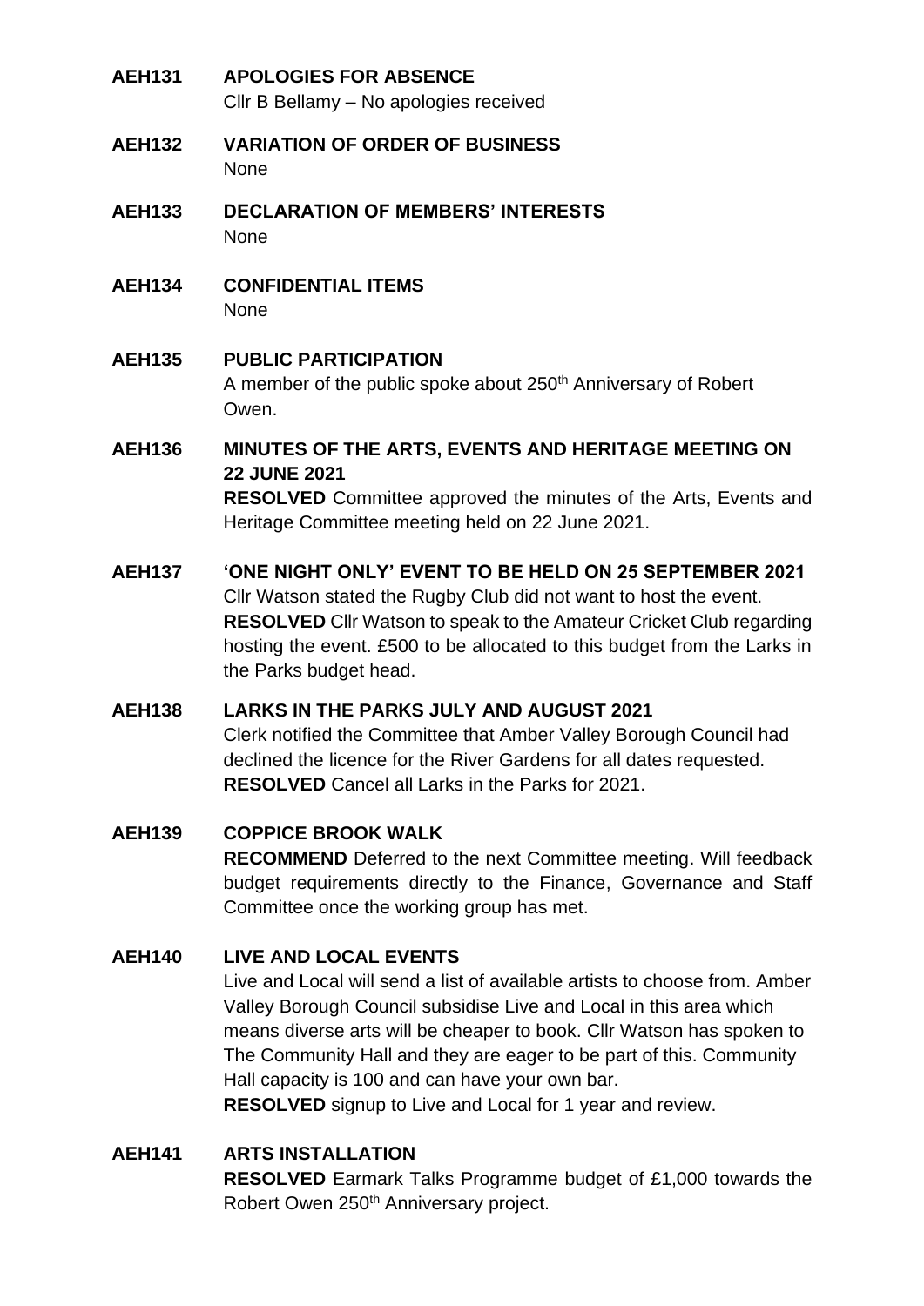**AEH131 APOLOGIES FOR ABSENCE**
Cllr B Bellamy – No apologies received

**AEH132 VARIATION OF ORDER OF BUSINESS**
None

**AEH133 DECLARATION OF MEMBERS' INTERESTS**
None

**AEH134 CONFIDENTIAL ITEMS**
None

**AEH135 PUBLIC PARTICIPATION**
A member of the public spoke about 250th Anniversary of Robert Owen.

**AEH136 MINUTES OF THE ARTS, EVENTS AND HERITAGE MEETING ON 22 JUNE 2021**
**RESOLVED** Committee approved the minutes of the Arts, Events and Heritage Committee meeting held on 22 June 2021.

**AEH137 'ONE NIGHT ONLY' EVENT TO BE HELD ON 25 SEPTEMBER 2021**
Cllr Watson stated the Rugby Club did not want to host the event.
**RESOLVED** Cllr Watson to speak to the Amateur Cricket Club regarding hosting the event. £500 to be allocated to this budget from the Larks in the Parks budget head.

**AEH138 LARKS IN THE PARKS JULY AND AUGUST 2021**
Clerk notified the Committee that Amber Valley Borough Council had declined the licence for the River Gardens for all dates requested.
**RESOLVED** Cancel all Larks in the Parks for 2021.

**AEH139 COPPICE BROOK WALK**
**RECOMMEND** Deferred to the next Committee meeting. Will feedback budget requirements directly to the Finance, Governance and Staff Committee once the working group has met.

**AEH140 LIVE AND LOCAL EVENTS**
Live and Local will send a list of available artists to choose from. Amber Valley Borough Council subsidise Live and Local in this area which means diverse arts will be cheaper to book. Cllr Watson has spoken to The Community Hall and they are eager to be part of this. Community Hall capacity is 100 and can have your own bar.
**RESOLVED** signup to Live and Local for 1 year and review.

**AEH141 ARTS INSTALLATION**
**RESOLVED** Earmark Talks Programme budget of £1,000 towards the Robert Owen 250th Anniversary project.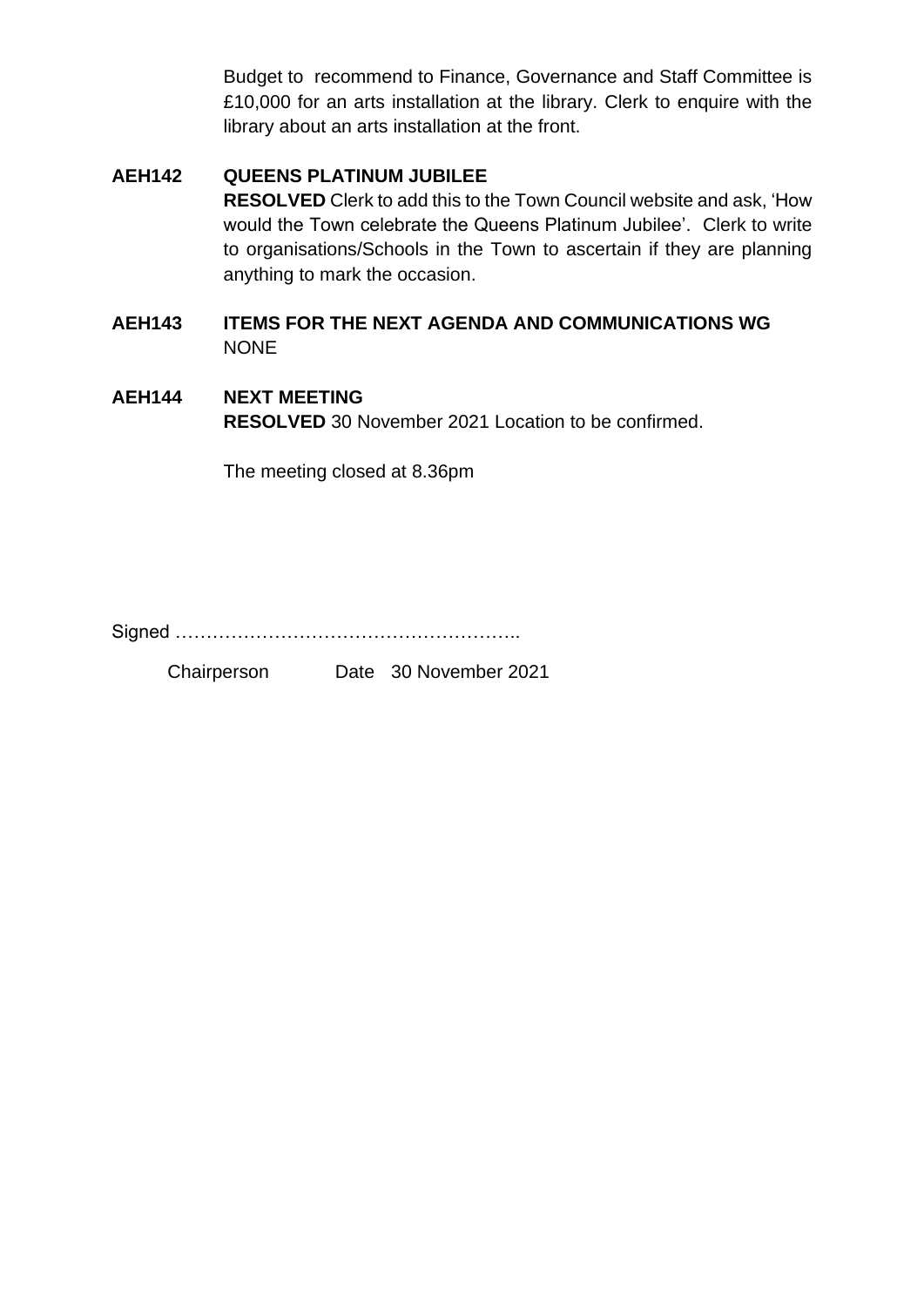Budget to recommend to Finance, Governance and Staff Committee is £10,000 for an arts installation at the library. Clerk to enquire with the library about an arts installation at the front.

**AEH142 QUEENS PLATINUM JUBILEE**

**RESOLVED** Clerk to add this to the Town Council website and ask, 'How would the Town celebrate the Queens Platinum Jubilee'. Clerk to write to organisations/Schools in the Town to ascertain if they are planning anything to mark the occasion.

**AEH143 ITEMS FOR THE NEXT AGENDA AND COMMUNICATIONS WG**

NONE

**AEH144 NEXT MEETING**

**RESOLVED** 30 November 2021 Location to be confirmed.

The meeting closed at 8.36pm

Signed ………………………………………………..

Chairperson Date 30 November 2021